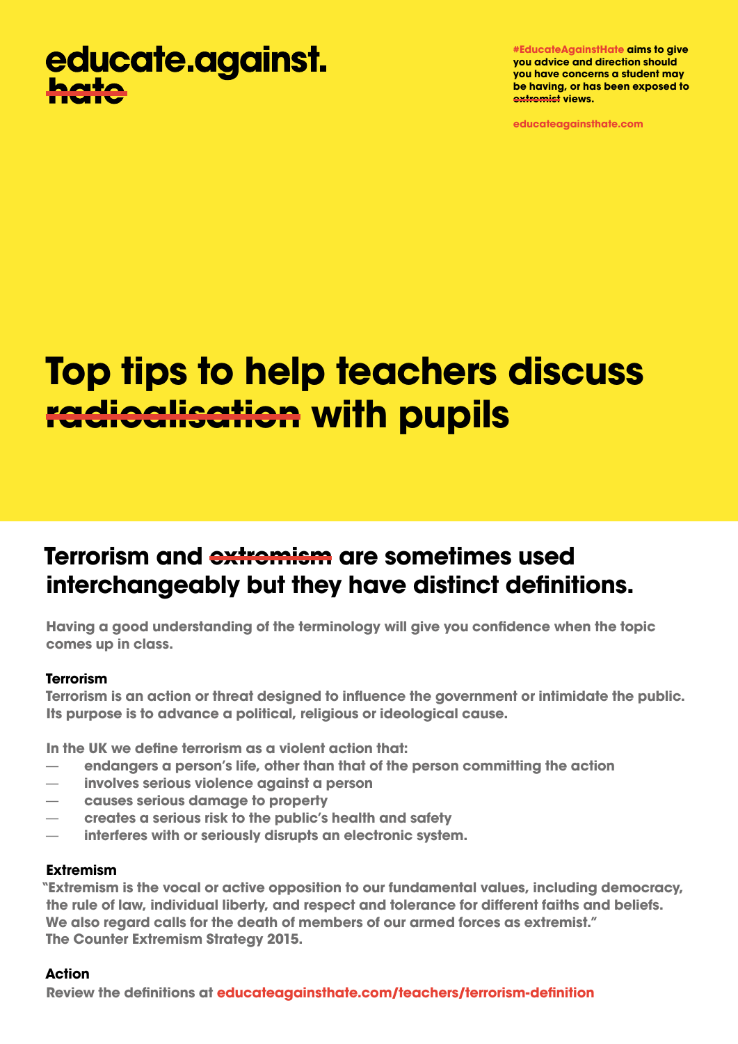# educate.against. ~~hate~~

**#EducateAgainstHate aims to give you advice and direction should you have concerns a student may be having, or has been exposed to ~~extremist~~ views.**

educateagainsthate.com

# Top tips to help teachers discuss ~~radicalisation~~ with pupils

## Terrorism and ~~extremism~~ are sometimes used interchangeably but they have distinct definitions.

Having a good understanding of the terminology will give you confidence when the topic comes up in class.

### Terrorism

Terrorism is an action or threat designed to influence the government or intimidate the public. Its purpose is to advance a political, religious or ideological cause.

In the UK we define terrorism as a violent action that:

- endangers a person's life, other than that of the person committing the action
- involves serious violence against a person
- causes serious damage to property
- creates a serious risk to the public's health and safety
- interferes with or seriously disrupts an electronic system.

### Extremism

"Extremism is the vocal or active opposition to our fundamental values, including democracy, the rule of law, individual liberty, and respect and tolerance for different faiths and beliefs. We also regard calls for the death of members of our armed forces as extremist."
The Counter Extremism Strategy 2015.

### Action

Review the definitions at educateagainsthate.com/teachers/terrorism-definition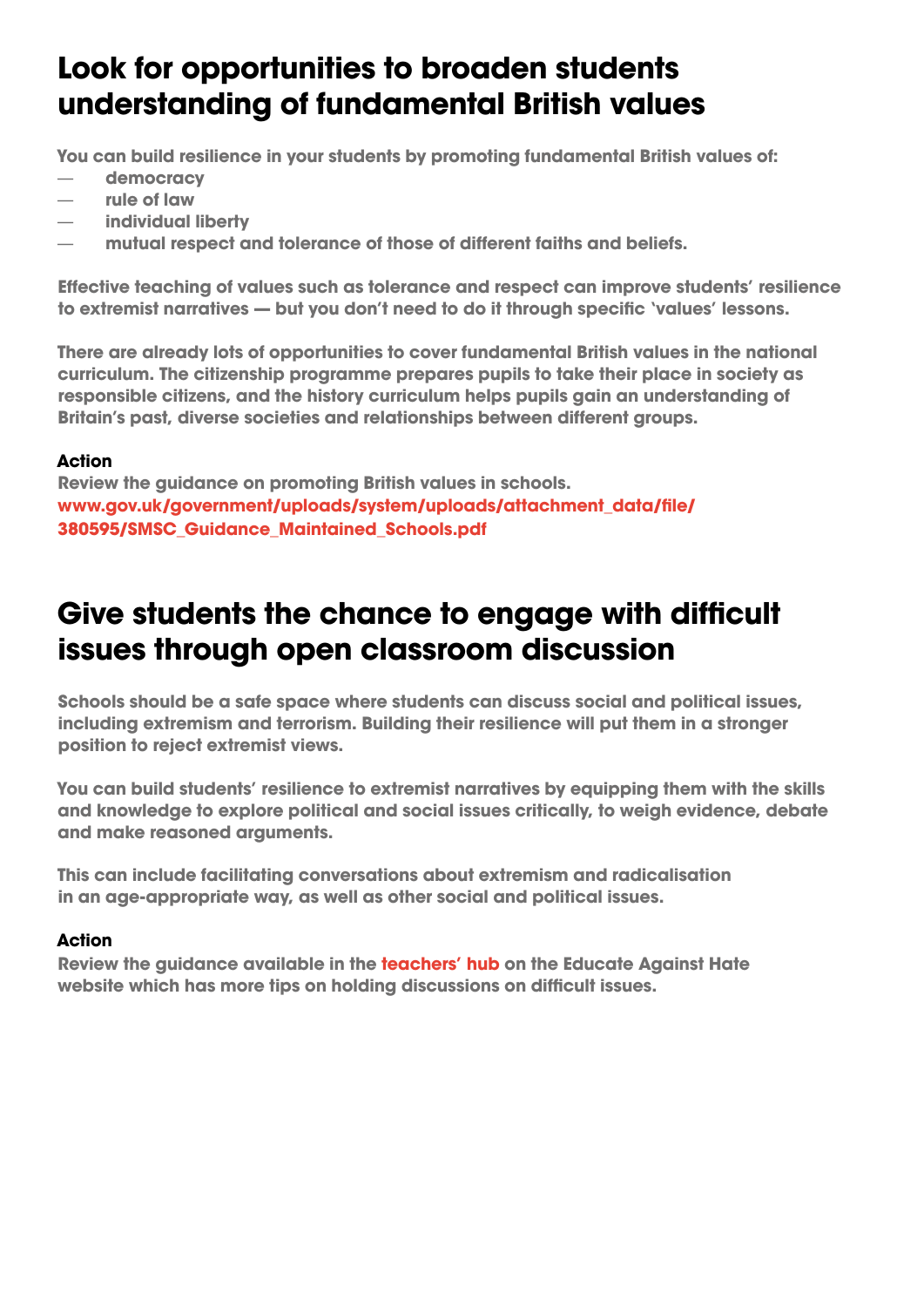## Look for opportunities to broaden students understanding of fundamental British values

**You can build resilience in your students by promoting fundamental British values of:**

- **democracy**
- **rule of law**
- **individual liberty**
- **mutual respect and tolerance of those of different faiths and beliefs.**

**Effective teaching of values such as tolerance and respect can improve students' resilience to extremist narratives — but you don't need to do it through specific 'values' lessons.**

**There are already lots of opportunities to cover fundamental British values in the national curriculum. The citizenship programme prepares pupils to take their place in society as responsible citizens, and the history curriculum helps pupils gain an understanding of Britain's past, diverse societies and relationships between different groups.**

**Action**

**Review the guidance on promoting British values in schools.**
**www.gov.uk/government/uploads/system/uploads/attachment_data/file/380595/SMSC_Guidance_Maintained_Schools.pdf**

## Give students the chance to engage with difficult issues through open classroom discussion

**Schools should be a safe space where students can discuss social and political issues, including extremism and terrorism. Building their resilience will put them in a stronger position to reject extremist views.**

**You can build students' resilience to extremist narratives by equipping them with the skills and knowledge to explore political and social issues critically, to weigh evidence, debate and make reasoned arguments.**

**This can include facilitating conversations about extremism and radicalisation in an age-appropriate way, as well as other social and political issues.**

**Action**

**Review the guidance available in the teachers' hub on the Educate Against Hate website which has more tips on holding discussions on difficult issues.**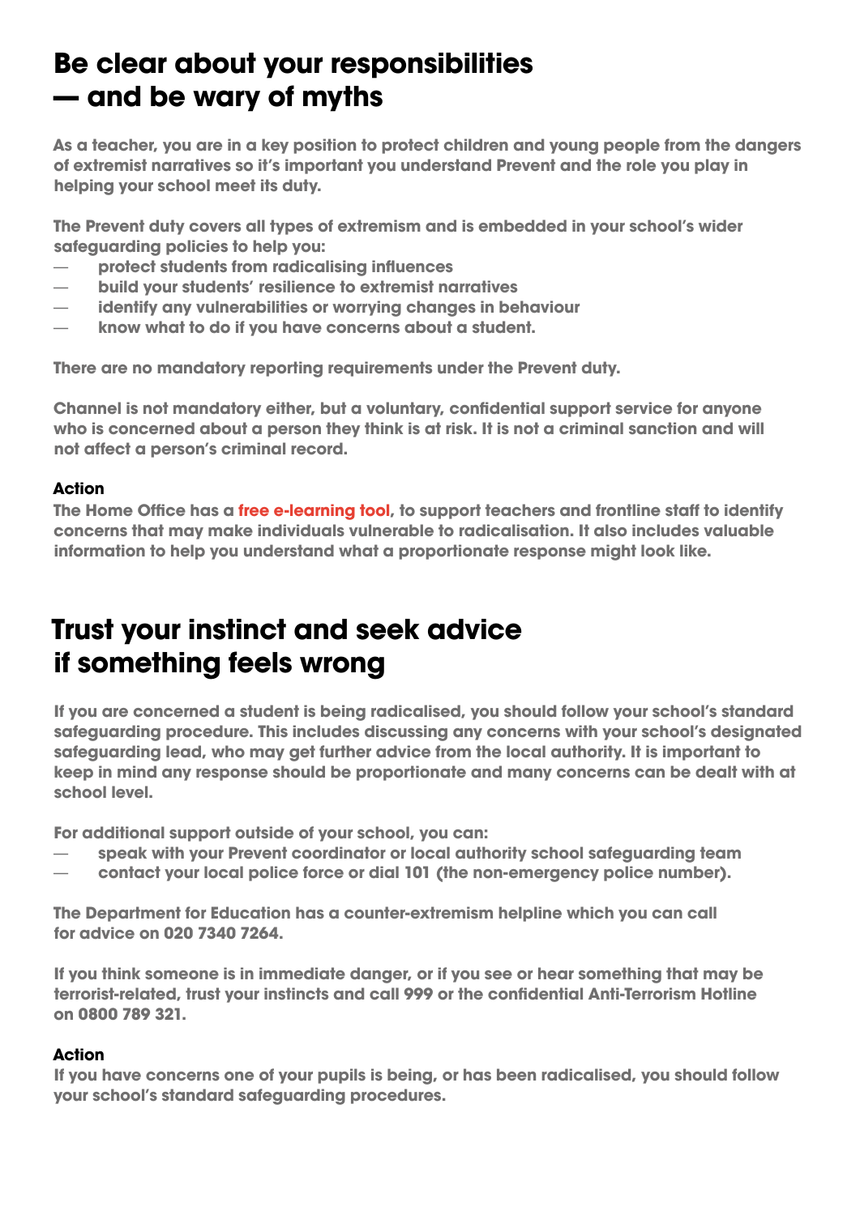# Be clear about your responsibilities — and be wary of myths

**As a teacher, you are in a key position to protect children and young people from the dangers of extremist narratives so it's important you understand Prevent and the role you play in helping your school meet its duty.**

**The Prevent duty covers all types of extremism and is embedded in your school's wider safeguarding policies to help you:**

- **protect students from radicalising influences**
- **build your students' resilience to extremist narratives**
- **identify any vulnerabilities or worrying changes in behaviour**
- **know what to do if you have concerns about a student.**

**There are no mandatory reporting requirements under the Prevent duty.**

**Channel is not mandatory either, but a voluntary, confidential support service for anyone who is concerned about a person they think is at risk. It is not a criminal sanction and will not affect a person's criminal record.**

### Action

**The Home Office has a free e-learning tool, to support teachers and frontline staff to identify concerns that may make individuals vulnerable to radicalisation. It also includes valuable information to help you understand what a proportionate response might look like.**

# Trust your instinct and seek advice if something feels wrong

**If you are concerned a student is being radicalised, you should follow your school's standard safeguarding procedure. This includes discussing any concerns with your school's designated safeguarding lead, who may get further advice from the local authority. It is important to keep in mind any response should be proportionate and many concerns can be dealt with at school level.**

**For additional support outside of your school, you can:**

- **speak with your Prevent coordinator or local authority school safeguarding team**
- **contact your local police force or dial 101 (the non-emergency police number).**

**The Department for Education has a counter-extremism helpline which you can call for advice on 020 7340 7264.**

**If you think someone is in immediate danger, or if you see or hear something that may be terrorist-related, trust your instincts and call 999 or the confidential Anti-Terrorism Hotline on 0800 789 321.**

### Action

**If you have concerns one of your pupils is being, or has been radicalised, you should follow your school's standard safeguarding procedures.**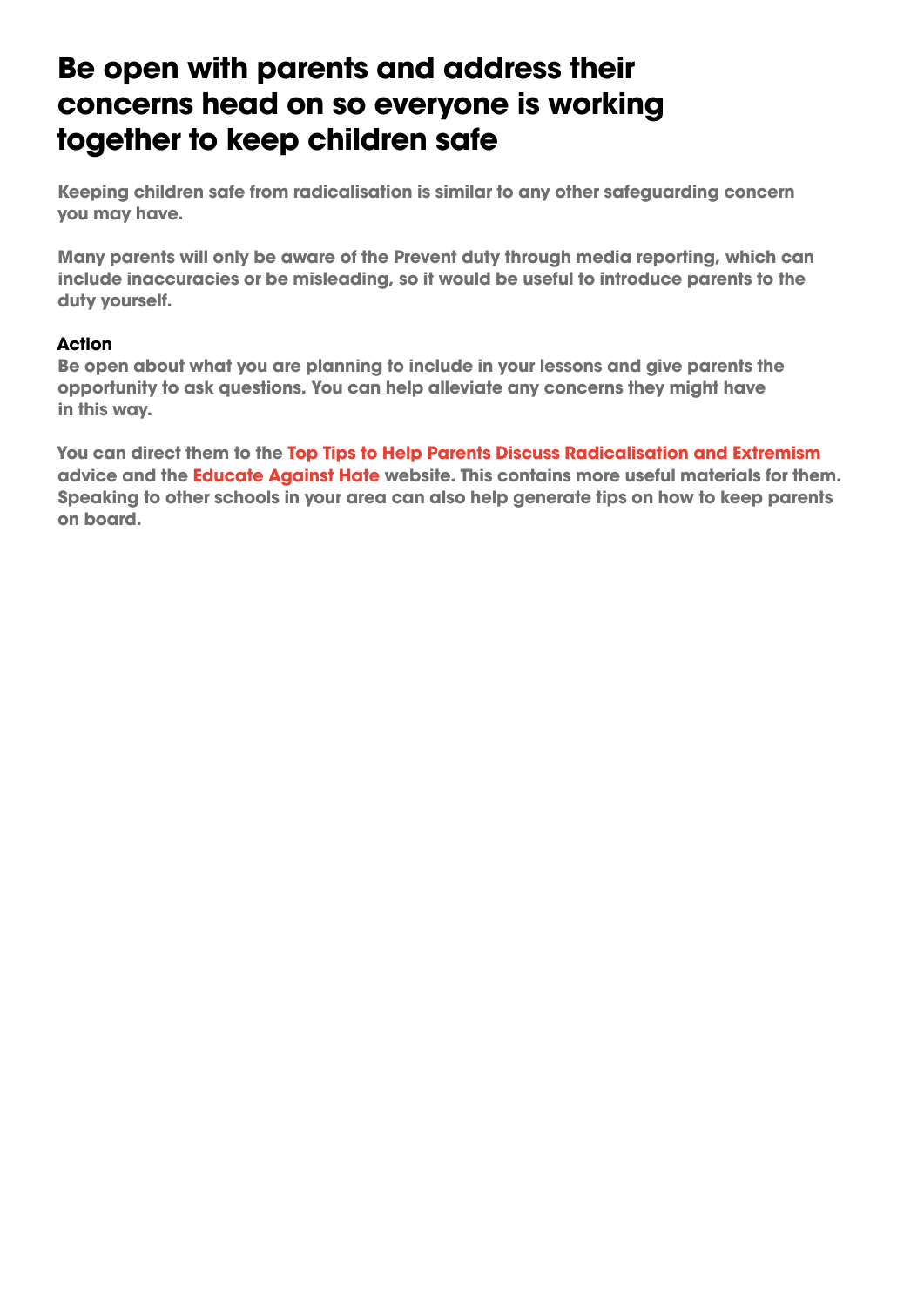# Be open with parents and address their concerns head on so everyone is working together to keep children safe

**Keeping children safe from radicalisation is similar to any other safeguarding concern you may have.**

**Many parents will only be aware of the Prevent duty through media reporting, which can include inaccuracies or be misleading, so it would be useful to introduce parents to the duty yourself.**

### Action

**Be open about what you are planning to include in your lessons and give parents the opportunity to ask questions. You can help alleviate any concerns they might have in this way.**

**You can direct them to the Top Tips to Help Parents Discuss Radicalisation and Extremism advice and the Educate Against Hate website. This contains more useful materials for them. Speaking to other schools in your area can also help generate tips on how to keep parents on board.**